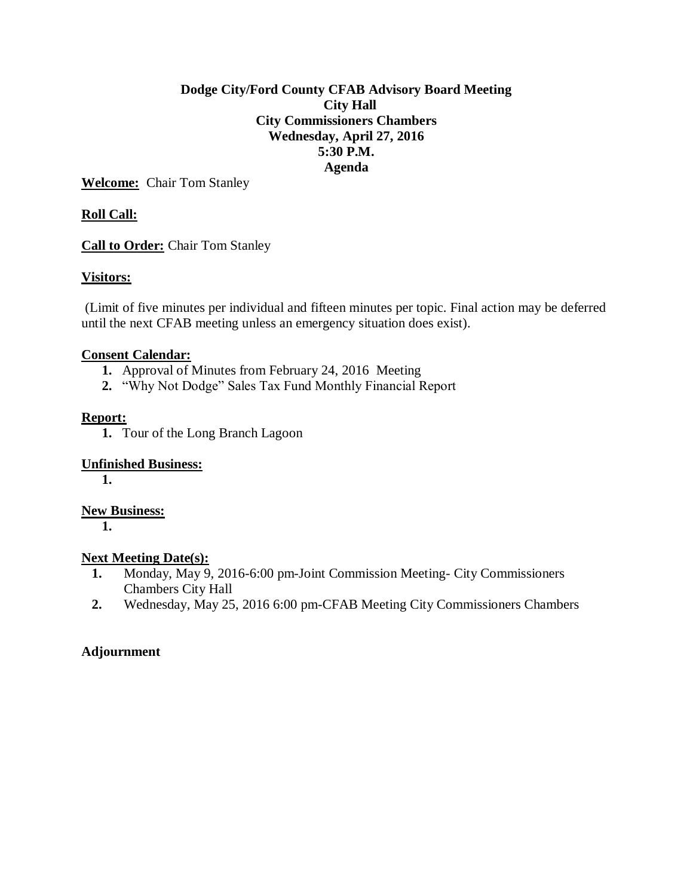**Dodge City/Ford County CFAB Advisory Board Meeting**
**City Hall**
**City Commissioners Chambers**
**Wednesday, April 27, 2016**
**5:30 P.M.**
**Agenda**

**Welcome:** Chair Tom Stanley

**Roll Call:**

**Call to Order:** Chair Tom Stanley

**Visitors:**

(Limit of five minutes per individual and fifteen minutes per topic. Final action may be deferred until the next CFAB meeting unless an emergency situation does exist).

**Consent Calendar:**

1. Approval of Minutes from February 24, 2016 Meeting
2. "Why Not Dodge" Sales Tax Fund Monthly Financial Report

**Report:**

1. Tour of the Long Branch Lagoon

**Unfinished Business:**

1.

**New Business:**

1.

**Next Meeting Date(s):**

1. Monday, May 9, 2016-6:00 pm-Joint Commission Meeting- City Commissioners Chambers City Hall
2. Wednesday, May 25, 2016 6:00 pm-CFAB Meeting City Commissioners Chambers

**Adjournment**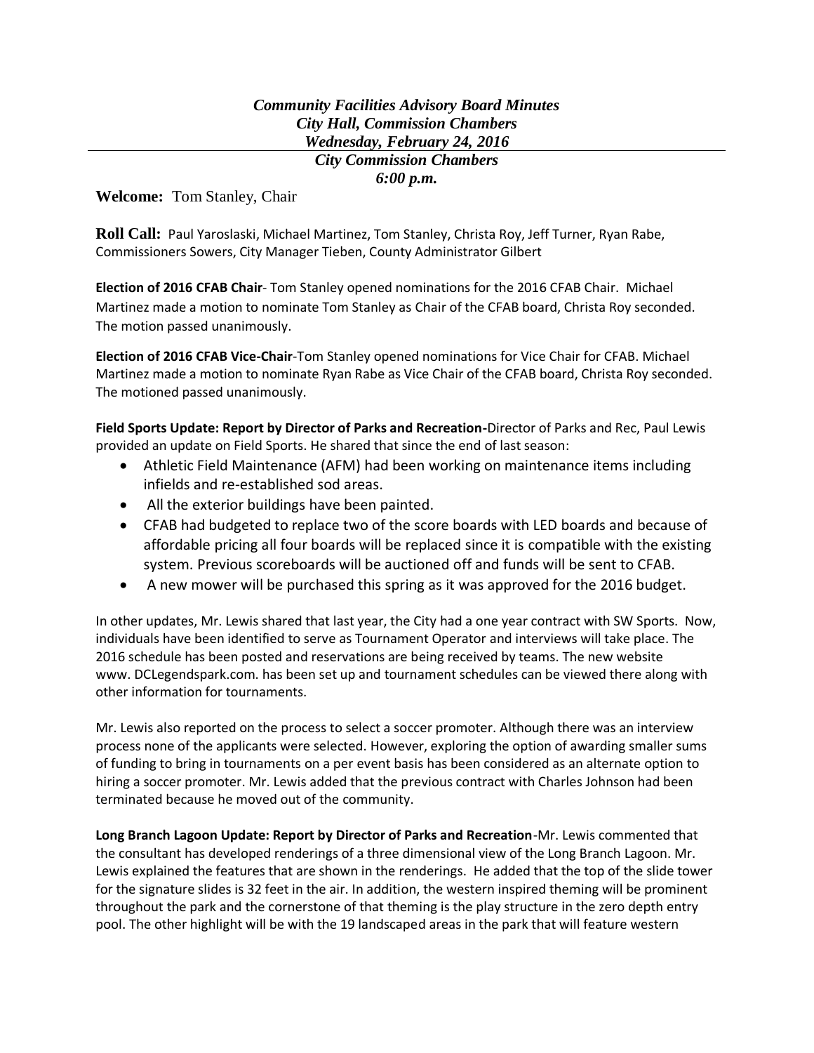***Community Facilities Advisory Board Minutes***
***City Hall, Commission Chambers***
***Wednesday, February 24, 2016***

***City Commission Chambers***
***6:00 p.m.***

**Welcome:** Tom Stanley, Chair

**Roll Call:** Paul Yaroslaski, Michael Martinez, Tom Stanley, Christa Roy, Jeff Turner, Ryan Rabe, Commissioners Sowers, City Manager Tieben, County Administrator Gilbert

**Election of 2016 CFAB Chair**- Tom Stanley opened nominations for the 2016 CFAB Chair. Michael Martinez made a motion to nominate Tom Stanley as Chair of the CFAB board, Christa Roy seconded. The motion passed unanimously.

**Election of 2016 CFAB Vice-Chair**-Tom Stanley opened nominations for Vice Chair for CFAB. Michael Martinez made a motion to nominate Ryan Rabe as Vice Chair of the CFAB board, Christa Roy seconded. The motioned passed unanimously.

**Field Sports Update: Report by Director of Parks and Recreation-**Director of Parks and Rec, Paul Lewis provided an update on Field Sports. He shared that since the end of last season:

- Athletic Field Maintenance (AFM) had been working on maintenance items including infields and re-established sod areas.
- All the exterior buildings have been painted.
- CFAB had budgeted to replace two of the score boards with LED boards and because of affordable pricing all four boards will be replaced since it is compatible with the existing system. Previous scoreboards will be auctioned off and funds will be sent to CFAB.
- A new mower will be purchased this spring as it was approved for the 2016 budget.

In other updates, Mr. Lewis shared that last year, the City had a one year contract with SW Sports. Now, individuals have been identified to serve as Tournament Operator and interviews will take place. The 2016 schedule has been posted and reservations are being received by teams. The new website www. DCLegendspark.com. has been set up and tournament schedules can be viewed there along with other information for tournaments.

Mr. Lewis also reported on the process to select a soccer promoter. Although there was an interview process none of the applicants were selected. However, exploring the option of awarding smaller sums of funding to bring in tournaments on a per event basis has been considered as an alternate option to hiring a soccer promoter. Mr. Lewis added that the previous contract with Charles Johnson had been terminated because he moved out of the community.

**Long Branch Lagoon Update: Report by Director of Parks and Recreation**-Mr. Lewis commented that the consultant has developed renderings of a three dimensional view of the Long Branch Lagoon. Mr. Lewis explained the features that are shown in the renderings. He added that the top of the slide tower for the signature slides is 32 feet in the air. In addition, the western inspired theming will be prominent throughout the park and the cornerstone of that theming is the play structure in the zero depth entry pool. The other highlight will be with the 19 landscaped areas in the park that will feature western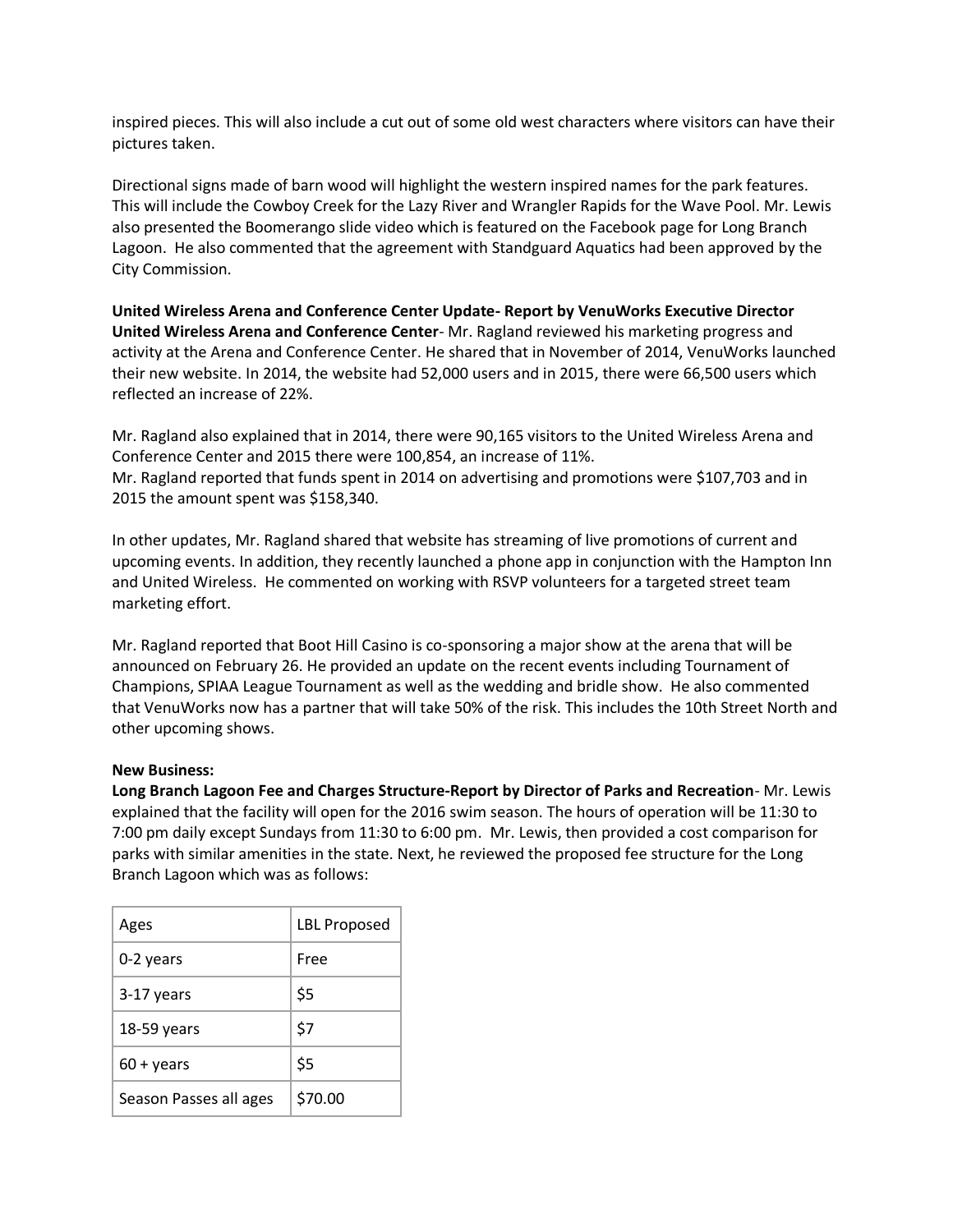inspired pieces. This will also include a cut out of some old west characters where visitors can have their pictures taken.

Directional signs made of barn wood will highlight the western inspired names for the park features. This will include the Cowboy Creek for the Lazy River and Wrangler Rapids for the Wave Pool. Mr. Lewis also presented the Boomerango slide video which is featured on the Facebook page for Long Branch Lagoon. He also commented that the agreement with Standguard Aquatics had been approved by the City Commission.

**United Wireless Arena and Conference Center Update- Report by VenuWorks Executive Director United Wireless Arena and Conference Center**- Mr. Ragland reviewed his marketing progress and activity at the Arena and Conference Center. He shared that in November of 2014, VenuWorks launched their new website. In 2014, the website had 52,000 users and in 2015, there were 66,500 users which reflected an increase of 22%.

Mr. Ragland also explained that in 2014, there were 90,165 visitors to the United Wireless Arena and Conference Center and 2015 there were 100,854, an increase of 11%.
Mr. Ragland reported that funds spent in 2014 on advertising and promotions were $107,703 and in 2015 the amount spent was $158,340.

In other updates, Mr. Ragland shared that website has streaming of live promotions of current and upcoming events. In addition, they recently launched a phone app in conjunction with the Hampton Inn and United Wireless. He commented on working with RSVP volunteers for a targeted street team marketing effort.

Mr. Ragland reported that Boot Hill Casino is co-sponsoring a major show at the arena that will be announced on February 26. He provided an update on the recent events including Tournament of Champions, SPIAA League Tournament as well as the wedding and bridle show. He also commented that VenuWorks now has a partner that will take 50% of the risk. This includes the 10th Street North and other upcoming shows.

**New Business:**
**Long Branch Lagoon Fee and Charges Structure-Report by Director of Parks and Recreation**- Mr. Lewis explained that the facility will open for the 2016 swim season. The hours of operation will be 11:30 to 7:00 pm daily except Sundays from 11:30 to 6:00 pm. Mr. Lewis, then provided a cost comparison for parks with similar amenities in the state. Next, he reviewed the proposed fee structure for the Long Branch Lagoon which was as follows:

| Ages | LBL Proposed |
|---|---|
| 0-2 years | Free |
| 3-17 years | $5 |
| 18-59 years | $7 |
| 60 + years | $5 |
| Season Passes all ages | $70.00 |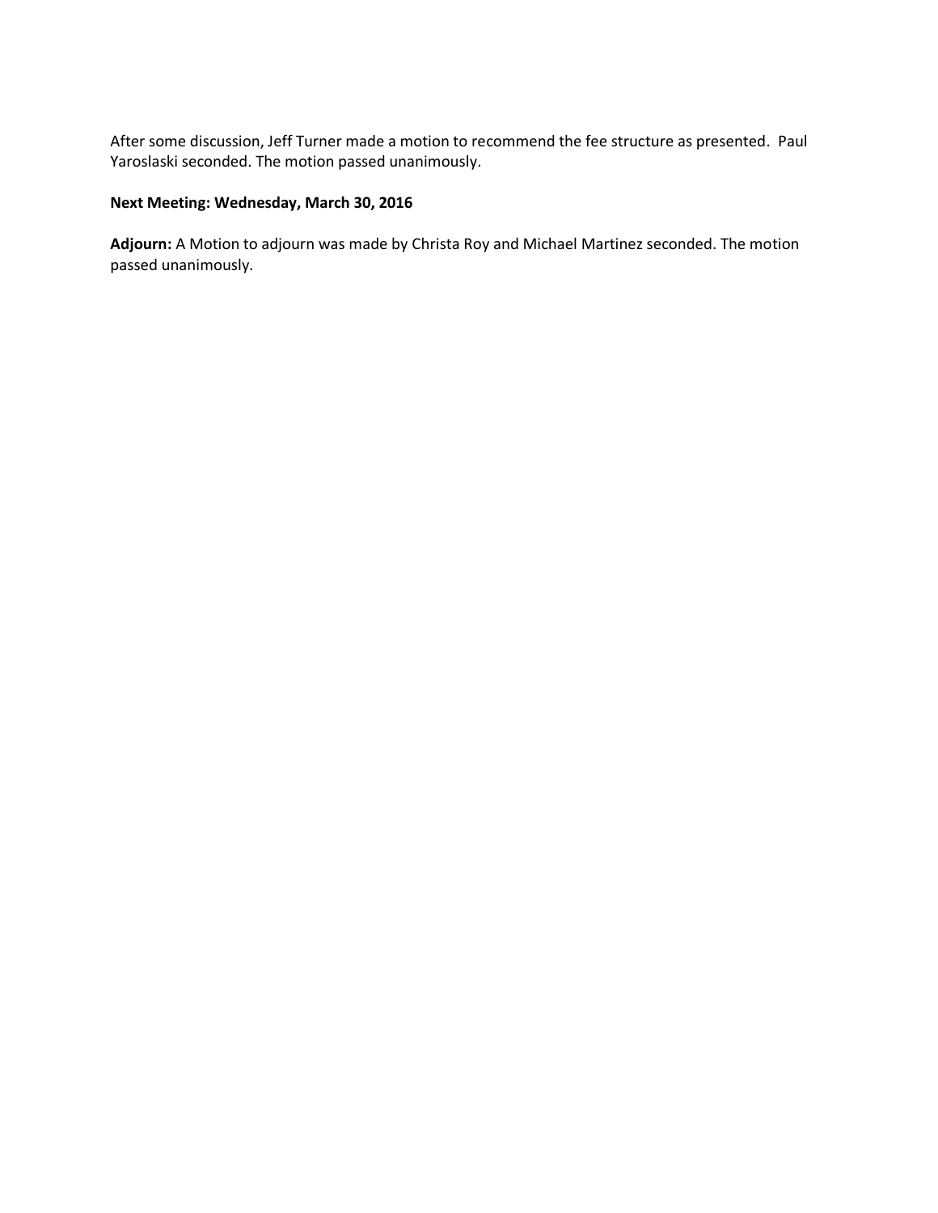After some discussion, Jeff Turner made a motion to recommend the fee structure as presented. Paul Yaroslaski seconded. The motion passed unanimously.

**Next Meeting: Wednesday, March 30, 2016**

**Adjourn:** A Motion to adjourn was made by Christa Roy and Michael Martinez seconded. The motion passed unanimously.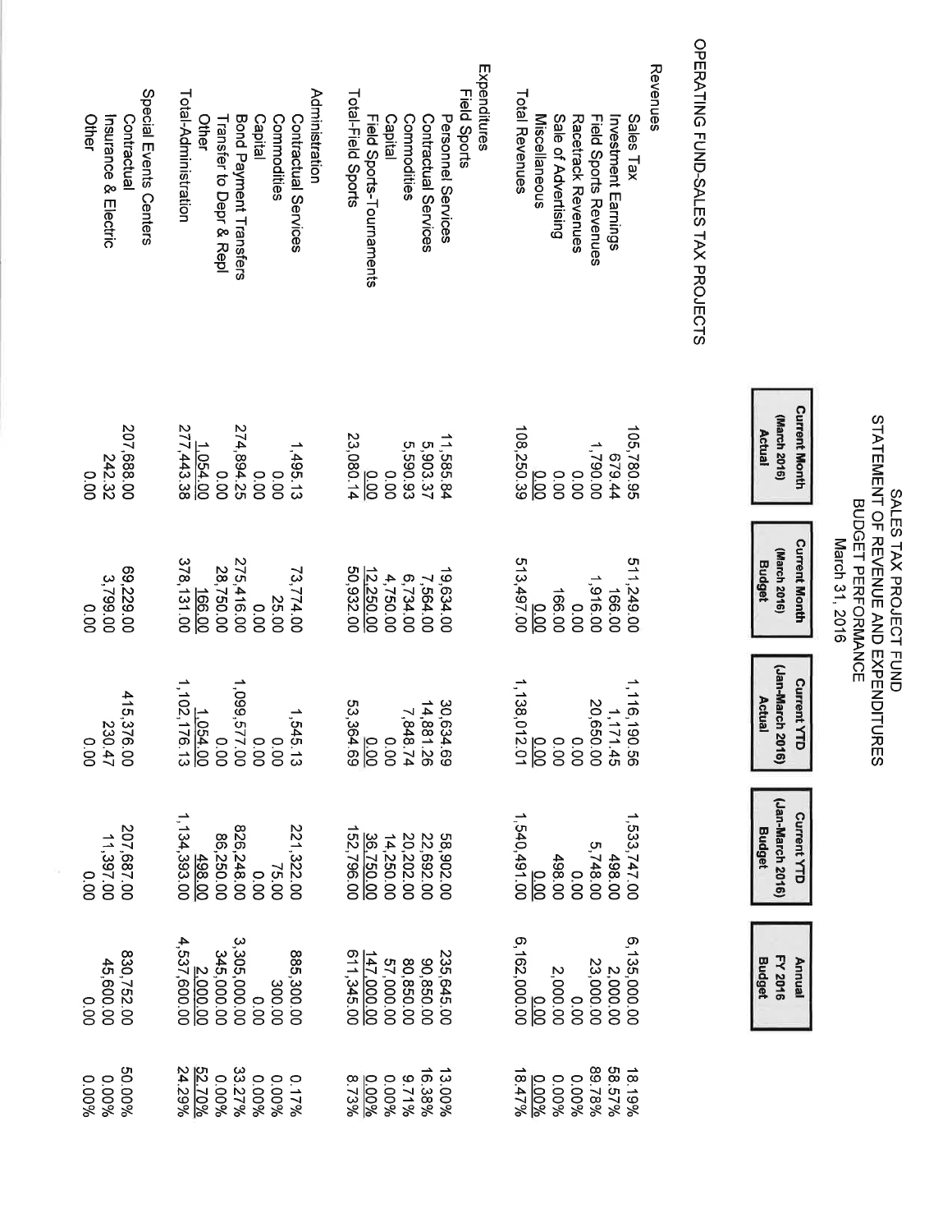# SALES TAX PROJECT FUND
## STATEMENT OF REVENUE AND EXPENDITURES
## BUDGET PERFORMANCE
### March 31, 2016

**OPERATING FUND-SALES TAX PROJECTS**

| | Current Month (March 2016) Actual | Current Month (March 2016) Budget | Current YTD (Jan-March 2016) Actual | Current YTD (Jan-March 2016) Budget | Annual FY 2016 Budget | |
|---|---|---|---|---|---|---|
| **Revenues** | | | | | | |
| Sales Tax | 105,780.95 | 511,249.00 | 1,116,190.56 | 1,533,747.00 | 6,135,000.00 | 18.19% |
| Investment Earnings | 679.44 | 166.00 | 1,171.45 | 498.00 | 2,000.00 | 58.57% |
| Field Sports Revenues | 1,790.00 | 1,916.00 | 20,650.00 | 5,748.00 | 23,000.00 | 89.78% |
| Racetrack Revenues | 0.00 | 0.00 | 0.00 | 0.00 | 0.00 | 0.00% |
| Sale of Advertising | 0.00 | 166.00 | 0.00 | 498.00 | 2,000.00 | 0.00% |
| Miscellaneous | 0.00 | 0.00 | 0.00 | 0.00 | 0.00 | 0.00% |
| Total Revenues | 108,250.39 | 513,497.00 | 1,138,012.01 | 1,540,491.00 | 6,162,000.00 | 18.47% |
| **Expenditures** | | | | | | |
| Field Sports | | | | | | |
| Personnel Services | 11,585.84 | 19,634.00 | 30,634.69 | 58,902.00 | 235,645.00 | 13.00% |
| Contractual Services | 5,903.37 | 7,564.00 | 14,881.26 | 22,692.00 | 90,850.00 | 16.38% |
| Commodities | 5,590.93 | 6,734.00 | 7,848.74 | 20,202.00 | 80,850.00 | 9.71% |
| Capital | 0.00 | 4,750.00 | 0.00 | 14,250.00 | 57,000.00 | 0.00% |
| Field Sports-Tournaments | 0.00 | 12,250.00 | 0.00 | 36,750.00 | 147,000.00 | 0.00% |
| Total-Field Sports | 23,080.14 | 50,932.00 | 53,364.69 | 152,796.00 | 611,345.00 | 8.73% |
| Administration | | | | | | |
| Contractual Services | 1,495.13 | 73,774.00 | 1,545.13 | 221,322.00 | 885,300.00 | 0.17% |
| Commodities | 0.00 | 25.00 | 0.00 | 75.00 | 300.00 | 0.00% |
| Capital | 0.00 | 0.00 | 0.00 | 0.00 | 0.00 | 0.00% |
| Bond Payment Transfers | 274,894.25 | 275,416.00 | 1,099,577.00 | 826,248.00 | 3,305,000.00 | 33.27% |
| Transfer to Depr & Repl | 0.00 | 28,750.00 | 0.00 | 86,250.00 | 345,000.00 | 0.00% |
| Other | 1,054.00 | 166.00 | 1,054.00 | 498.00 | 2,000.00 | 52.70% |
| Total-Administration | 277,443.38 | 378,131.00 | 1,102,176.13 | 1,134,393.00 | 4,537,600.00 | 24.29% |
| Special Events Centers | | | | | | |
| Contractual | 207,688.00 | 69,229.00 | 415,376.00 | 207,687.00 | 830,752.00 | 50.00% |
| Insurance & Electric | 242.32 | 3,799.00 | 230.47 | 11,397.00 | 45,600.00 | 0.00% |
| Other | 0.00 | 0.00 | 0.00 | 0.00 | 0.00 | 0.00% |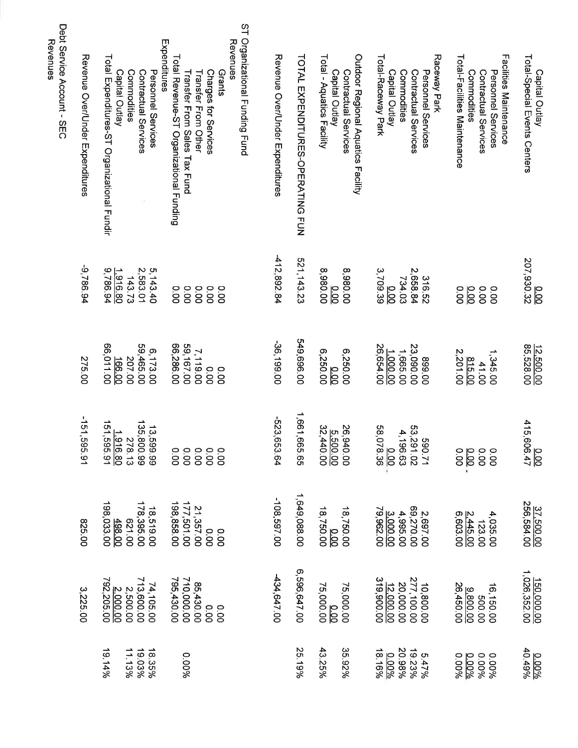| | | | | | | |
|---|---|---|---|---|---|---|
| Capital Outlay | 0.00 | 12,500.00 | 0.00 | 37,500.00 | 150,000.00 | 0.00% |
| Total-Special Events Centers | 207,930.32 | 85,528.00 | 415,606.47 | 256,584.00 | 1,026,352.00 | 40.49% |
| **Facilities Maintenance** | | | | | | |
| Personnel Services | 0.00 | 1,345.00 | 0.00 | 4,035.00 | 16,150.00 | 0.00% |
| Contractual Services | 0.00 | 41.00 | 0.00 | 123.00 | 500.00 | 0.00% |
| Commodities | 0.00 | 815.00 | 0.00 | 2,445.00 | 9,800.00 | 0.00% |
| Total-Facilities Maintenance | 0.00 | 2,201.00 | 0.00 | 6,603.00 | 26,450.00 | 0.00% |
| **Raceway Park** | | | | | | |
| Personnel Services | 316.52 | 899.00 | 590.71 | 2,697.00 | 10,800.00 | 5.47% |
| Contractual Services | 2,658.84 | 23,090.00 | 53,291.02 | 69,270.00 | 277,100.00 | 19.23% |
| Commodities | 734.03 | 1,665.00 | 4,196.63 | 4,995.00 | 20,000.00 | 20.98% |
| Capital Outlay | 0.00 | 1,000.00 | 0.00 | 3,000.00 | 12,000.00 | 0.00% |
| Total-Raceway Park | 3,709.39 | 26,654.00 | 58,078.36 | 79,962.00 | 319,900.00 | 18.16% |
| **Outdoor Regional Aquatics Facility** | | | | | | |
| Contractual Services | 8,980.00 | 6,250.00 | 26,940.00 | 18,750.00 | 75,000.00 | 35.92% |
| Capital Outlay | 0.00 | 0.00 | 5,500.00 | 0.00 | 0.00 | |
| Total - Aquatics Facility | 8,980.00 | 6,250.00 | 32,440.00 | 18,750.00 | 75,000.00 | 43.25% |
| TOTAL EXPENDITURES-OPERATING FUN | 521,143.23 | 549,696.00 | 1,661,665.65 | 1,649,088.00 | 6,596,647.00 | 25.19% |
| Revenue Over/Under Expenditures | -412,892.84 | -36,199.00 | -523,653.64 | -108,597.00 | -434,647.00 | |
| **ST Organizational Funding Fund** | | | | | | |
| **Revenues** | | | | | | |
| Grants | 0.00 | 0.00 | 0.00 | 0.00 | 0.00 | |
| Charges for Services | 0.00 | 0.00 | 0.00 | 0.00 | 0.00 | |
| Transfer From Other | 0.00 | 7,119.00 | 0.00 | 21,357.00 | 85,430.00 | |
| Transfer From Sales Tax Fund | 0.00 | 59,167.00 | 0.00 | 177,501.00 | 710,000.00 | |
| Total Revenue-ST Organizational Funding | 0.00 | 66,286.00 | 0.00 | 198,858.00 | 795,430.00 | 0.00% |
| **Expenditures** | | | | | | |
| Personnel Services | 5,143.40 | 6,173.00 | 13,599.99 | 18,519.00 | 74,105.00 | 18.35% |
| Contractual Services | 2,583.01 | 59,465.00 | 135,800.99 | 178,395.00 | 713,600.00 | 19.03% |
| Commodities | 143.73 | 207.00 | 278.13 | 621.00 | 2,500.00 | 11.13% |
| Capital Outlay | 1,916.80 | 166.00 | 1,916.80 | 498.00 | 2,000.00 | |
| Total Expenditures-ST Organizational Fundir | 9,786.94 | 66,011.00 | 151,595.91 | 198,033.00 | 792,205.00 | 19.14% |
| Revenue Over/Under Expenditures | -9,786.94 | 275.00 | -151,595.91 | 825.00 | 3,225.00 | |
| **Debt Service Account - SEC** | | | | | | |
| **Revenues** | | | | | | |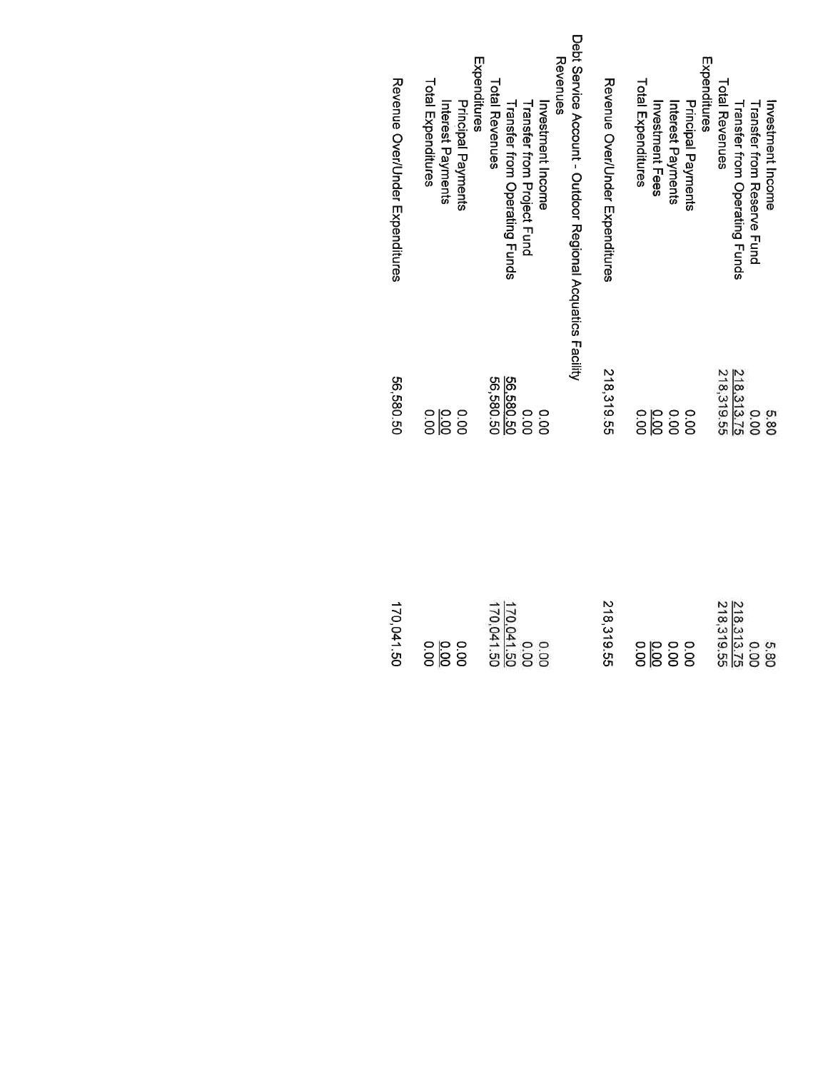| | | |
|---|---|---|
| Investment Income | 5.80 | 5.80 |
| Transfer from Reserve Fund | 0.00 | 0.00 |
| Transfer from Operating Funds | 218,313.75 | 218,313.75 |
| Total Revenues | 218,319.55 | 218,319.55 |
| Expenditures | | |
| Principal Payments | 0.00 | 0.00 |
| Interest Payments | 0.00 | 0.00 |
| Investment Fees | 0.00 | 0.00 |
| Total Expenditures | 0.00 | 0.00 |
| | | |
| Revenue Over/Under Expenditures | 218,319.55 | 218,319.55 |
| | | |
| Debt Service Account - Outdoor Regional Acquatics Facility | | |
| Revenues | | |
| Investment Income | 0.00 | 0.00 |
| Transfer from Project Fund | 0.00 | 0.00 |
| Transfer from Operating Funds | 56,580.50 | 170,041.50 |
| Total Revenues | 56,580.50 | 170,041.50 |
| Expenditures | | |
| Principal Payments | 0.00 | 0.00 |
| Interest Payments | 0.00 | 0.00 |
| Total Expenditures | 0.00 | 0.00 |
| | | |
| Revenue Over/Under Expenditures | 56,580.50 | 170,041.50 |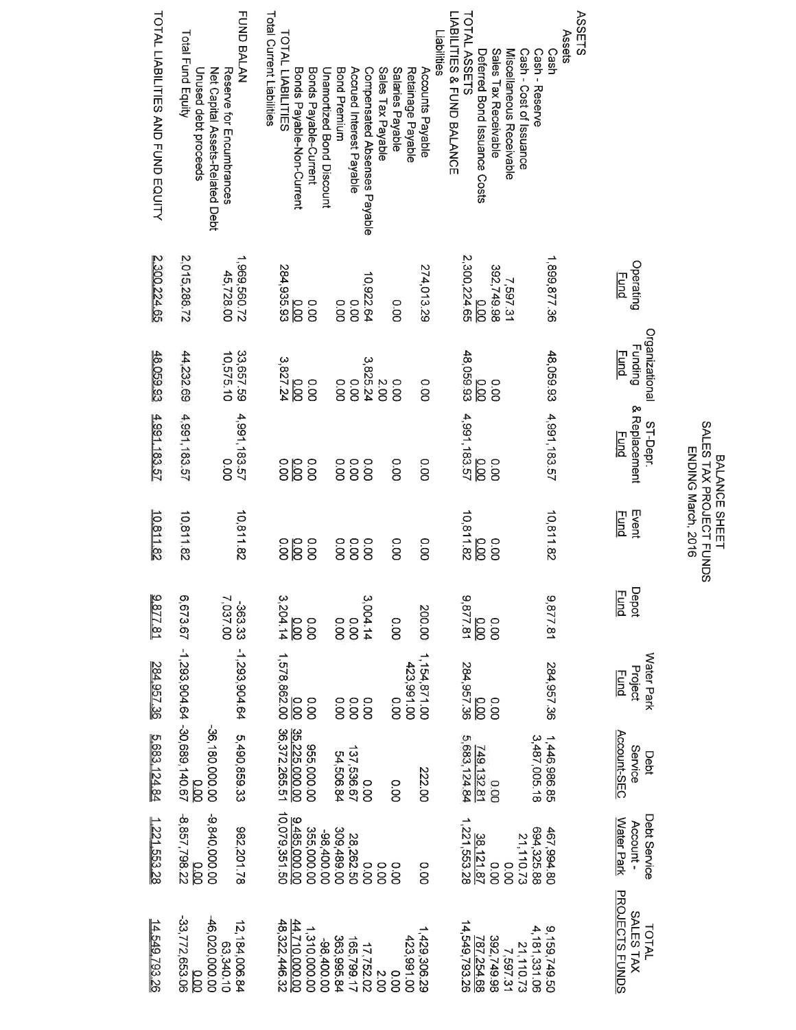# BALANCE SHEET
## SALES TAX PROJECT FUNDS
### ENDING March, 2016

| | Operating Fund | Organizational Funding Fund | ST-Depr. & Replacement Fund | Event Fund | Depot Fund | Water Park Project Fund | Debt Service Account-SEC | Debt Service Account - Water Park | TOTAL SALES TAX PROJECTS FUNDS |
|---|---|---|---|---|---|---|---|---|---|
| **ASSETS** | | | | | | | | | |
| Assets | | | | | | | | | |
| Cash | 1,899,877.36 | 48,059.93 | 4,991,183.57 | 10,811.82 | 9,877.81 | 284,957.36 | 1,446,986.85 | 467,994.80 | 9,159,749.50 |
| Cash - Reserve | | | | | | | 3,487,005.18 | 694,325.88 | 4,181,331.06 |
| Cash - Cost of Issuance | | | | | | | | 21,110.73 | 21,110.73 |
| Miscellaneous Receivable | 7,597.31 | | | | | | | | 7,597.31 |
| Sales Tax Receivable | 392,749.98 | 0.00 | 0.00 | | 0.00 | 0.00 | 0.00 | 0.00 | 392,749.98 |
| Deferred Bond Issuance Costs | 0.00 | 0.00 | 0.00 | | 0.00 | 0.00 | 749,132.81 | 38,121.87 | 787,254.68 |
| **TOTAL ASSETS** | 2,300,224.65 | 48,059.93 | 4,991,183.57 | 10,811.82 | 9,877.81 | 284,957.36 | 5,683,124.84 | 1,221,553.28 | 14,549,793.26 |
| **LIABILITIES & FUND BALANCE** | | | | | | | | | |
| Liabilities | | | | | | | | | |
| Accounts Payable | 274,013.29 | 0.00 | 0.00 | 0.00 | 200.00 | 1,154,871.00 | 222.00 | 0.00 | 1,429,306.29 |
| Retainage Payable | | | | | | 423,991.00 | | | 423,991.00 |
| Salaries Payable | 0.00 | 0.00 | 0.00 | 0.00 | 0.00 | 0.00 | 0.00 | | 0.00 |
| Sales Tax Payable | | 2.00 | | | | | | 0.00 | 2.00 |
| Compensated Absenses Payable | 10,922.64 | 3,825.24 | 0.00 | 0.00 | 3,004.14 | 0.00 | 0.00 | 0.00 | 17,752.02 |
| Accrued Interest Payable | 0.00 | 0.00 | 0.00 | 0.00 | 0.00 | 0.00 | 137,536.67 | 28,262.50 | 165,799.17 |
| Bond Premium | 0.00 | 0.00 | 0.00 | 0.00 | 0.00 | 0.00 | 54,506.84 | 309,489.00 | 363,995.84 |
| Unamortized Bond Discount | | | | | | | | -98,400.00 | -98,400.00 |
| Bonds Payable-Current | 0.00 | 0.00 | 0.00 | 0.00 | 0.00 | 0.00 | 955,000.00 | 355,000.00 | 1,310,000.00 |
| Bonds Payable-Non-Current | 0.00 | 0.00 | 0.00 | 0.00 | 0.00 | 0.00 | 35,225,000.00 | 9,485,000.00 | 44,710,000.00 |
| **TOTAL LIABILITIES** | 284,935.93 | 3,827.24 | 0.00 | 0.00 | 3,204.14 | 1,578,862.00 | 36,372,265.51 | 10,079,351.50 | 48,322,446.32 |
| Total Current Liabilities | | | | | | | | | |
| **FUND BALAN** | | | | | | | | | |
| Reserve for Encumbrances | 1,969,560.72 | 33,657.59 | 4,991,183.57 | 10,811.82 | -363.33 | -1,293,904.64 | 5,490,859.33 | 982,201.78 | 12,184,006.84 |
| Net Capital Assets-Related Debt | 45,728.00 | 10,575.10 | 0.00 | | 7,037.00 | | | | 63,340.10 |
| Unused debt proceeds | | | | | | | -36,180,000.00 | -9,840,000.00 | -46,020,000.00 |
| | | | | | | | 0.00 | 0.00 | 0.00 |
| Total Fund Equity | 2,015,288.72 | 44,232.69 | 4,991,183.57 | 10,811.82 | 6,673.67 | -1,293,904.64 | -30,689,140.67 | -8,857,798.22 | -33,772,653.06 |
| **TOTAL LIABILITIES AND FUND EQUITY** | 2,300,224.65 | 48,059.93 | 4,991,183.57 | 10,811.82 | 9,877.81 | 284,957.36 | 5,683,124.84 | 1,221,553.28 | 14,549,793.26 |